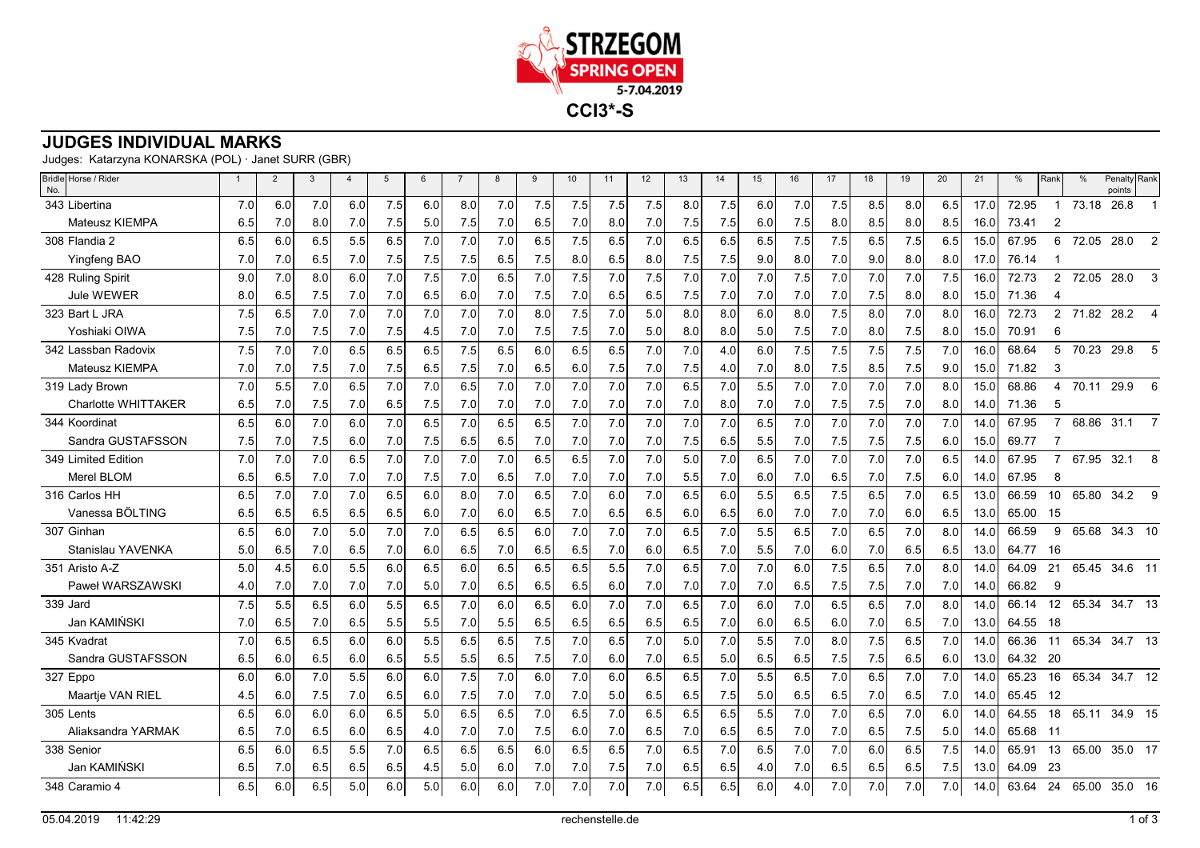STRZEGOM SPRING OPEN 5-7.04.2019

# CCI3*-S

## JUDGES INDIVIDUAL MARKS

Judges: Katarzyna KONARSKA (POL) · Janet SURR (GBR)

| Bridle No. Horse / Rider | 1 | 2 | 3 | 4 | 5 | 6 | 7 | 8 | 9 | 10 | 11 | 12 | 13 | 14 | 15 | 16 | 17 | 18 | 19 | 20 | 21 | % | Rank | % | Penalty points | Rank |
|---|---|---|---|---|---|---|---|---|---|---|---|---|---|---|---|---|---|---|---|---|---|---|---|---|---|---|
| 343 Libertina | 7.0 | 6.0 | 7.0 | 6.0 | 7.5 | 6.0 | 8.0 | 7.0 | 7.5 | 7.5 | 7.5 | 7.5 | 8.0 | 7.5 | 6.0 | 7.0 | 7.5 | 8.5 | 8.0 | 6.5 | 17.0 | 72.95 | 1 | 73.18 | 26.8 | 1 |
| Mateusz KIEMPA | 6.5 | 7.0 | 8.0 | 7.0 | 7.5 | 5.0 | 7.5 | 7.0 | 6.5 | 7.0 | 8.0 | 7.0 | 7.5 | 7.5 | 6.0 | 7.5 | 8.0 | 8.5 | 8.0 | 8.5 | 16.0 | 73.41 | 2 | | | |
| 308 Flandia 2 | 6.5 | 6.0 | 6.5 | 5.5 | 6.5 | 7.0 | 7.0 | 7.0 | 6.5 | 7.5 | 6.5 | 7.0 | 6.5 | 6.5 | 6.5 | 7.5 | 7.5 | 6.5 | 7.5 | 6.5 | 15.0 | 67.95 | 6 | 72.05 | 28.0 | 2 |
| Yingfeng BAO | 7.0 | 7.0 | 6.5 | 7.0 | 7.5 | 7.5 | 7.5 | 6.5 | 7.5 | 8.0 | 6.5 | 8.0 | 7.5 | 7.5 | 9.0 | 8.0 | 7.0 | 9.0 | 8.0 | 8.0 | 17.0 | 76.14 | 1 | | | |
| 428 Ruling Spirit | 9.0 | 7.0 | 8.0 | 6.0 | 7.0 | 7.5 | 7.0 | 6.5 | 7.0 | 7.5 | 7.0 | 7.5 | 7.0 | 7.0 | 7.0 | 7.5 | 7.0 | 7.0 | 7.0 | 7.5 | 16.0 | 72.73 | 2 | 72.05 | 28.0 | 3 |
| Jule WEWER | 8.0 | 6.5 | 7.5 | 7.0 | 7.0 | 6.5 | 6.0 | 7.0 | 7.5 | 7.0 | 6.5 | 6.5 | 7.5 | 7.0 | 7.0 | 7.0 | 7.0 | 7.5 | 8.0 | 8.0 | 15.0 | 71.36 | 4 | | | |
| 323 Bart L JRA | 7.5 | 6.5 | 7.0 | 7.0 | 7.0 | 7.0 | 7.0 | 7.0 | 8.0 | 7.5 | 7.0 | 5.0 | 8.0 | 8.0 | 6.0 | 8.0 | 7.5 | 8.0 | 7.0 | 8.0 | 16.0 | 72.73 | 2 | 71.82 | 28.2 | 4 |
| Yoshiaki OIWA | 7.5 | 7.0 | 7.5 | 7.0 | 7.5 | 4.5 | 7.0 | 7.0 | 7.5 | 7.5 | 7.0 | 5.0 | 8.0 | 8.0 | 5.0 | 7.5 | 7.0 | 8.0 | 7.5 | 8.0 | 15.0 | 70.91 | 6 | | | |
| 342 Lassban Radovix | 7.5 | 7.0 | 7.0 | 6.5 | 6.5 | 6.5 | 7.5 | 6.5 | 6.0 | 6.5 | 6.5 | 7.0 | 7.0 | 4.0 | 6.0 | 7.5 | 7.5 | 7.5 | 7.5 | 7.0 | 16.0 | 68.64 | 5 | 70.23 | 29.8 | 5 |
| Mateusz KIEMPA | 7.0 | 7.0 | 7.5 | 7.0 | 7.5 | 6.5 | 7.5 | 7.0 | 6.5 | 6.0 | 7.5 | 7.0 | 7.5 | 4.0 | 7.0 | 8.0 | 7.5 | 8.5 | 7.5 | 9.0 | 15.0 | 71.82 | 3 | | | |
| 319 Lady Brown | 7.0 | 5.5 | 7.0 | 6.5 | 7.0 | 7.0 | 6.5 | 7.0 | 7.0 | 7.0 | 7.0 | 7.0 | 6.5 | 7.0 | 5.5 | 7.0 | 7.0 | 7.0 | 7.0 | 8.0 | 15.0 | 68.86 | 4 | 70.11 | 29.9 | 6 |
| Charlotte WHITTAKER | 6.5 | 7.0 | 7.5 | 7.0 | 6.5 | 7.5 | 7.0 | 7.0 | 7.0 | 7.0 | 7.0 | 7.0 | 7.0 | 8.0 | 7.0 | 7.0 | 7.5 | 7.5 | 7.0 | 8.0 | 14.0 | 71.36 | 5 | | | |
| 344 Koordinat | 6.5 | 6.0 | 7.0 | 6.0 | 7.0 | 6.5 | 7.0 | 6.5 | 6.5 | 7.0 | 7.0 | 7.0 | 7.0 | 7.0 | 6.5 | 7.0 | 7.0 | 7.0 | 7.0 | 7.0 | 14.0 | 67.95 | 7 | 68.86 | 31.1 | 7 |
| Sandra GUSTAFSSON | 7.5 | 7.0 | 7.5 | 6.0 | 7.0 | 7.5 | 6.5 | 6.5 | 7.0 | 7.0 | 7.0 | 7.0 | 7.5 | 6.5 | 5.5 | 7.0 | 7.5 | 7.5 | 7.5 | 6.0 | 15.0 | 69.77 | 7 | | | |
| 349 Limited Edition | 7.0 | 7.0 | 7.0 | 6.5 | 7.0 | 7.0 | 7.0 | 7.0 | 6.5 | 6.5 | 7.0 | 7.0 | 5.0 | 7.0 | 6.5 | 7.0 | 7.0 | 7.0 | 7.0 | 6.5 | 14.0 | 67.95 | 7 | 67.95 | 32.1 | 8 |
| Merel BLOM | 6.5 | 6.5 | 7.0 | 7.0 | 7.0 | 7.5 | 7.0 | 6.5 | 7.0 | 7.0 | 7.0 | 7.0 | 5.5 | 7.0 | 6.0 | 7.0 | 6.5 | 7.0 | 7.5 | 6.0 | 14.0 | 67.95 | 8 | | | |
| 316 Carlos HH | 6.5 | 7.0 | 7.0 | 7.0 | 6.5 | 6.0 | 8.0 | 7.0 | 6.5 | 7.0 | 6.0 | 7.0 | 6.5 | 6.0 | 5.5 | 6.5 | 7.5 | 6.5 | 7.0 | 6.5 | 13.0 | 66.59 | 10 | 65.80 | 34.2 | 9 |
| Vanessa BÖLTING | 6.5 | 6.5 | 6.5 | 6.5 | 6.5 | 6.0 | 7.0 | 6.0 | 6.5 | 7.0 | 6.5 | 6.5 | 6.0 | 6.5 | 6.0 | 7.0 | 7.0 | 7.0 | 6.0 | 6.5 | 13.0 | 65.00 | 15 | | | |
| 307 Ginhan | 6.5 | 6.0 | 7.0 | 5.0 | 7.0 | 7.0 | 6.5 | 6.5 | 6.0 | 7.0 | 7.0 | 7.0 | 6.5 | 7.0 | 5.5 | 6.5 | 7.0 | 6.5 | 7.0 | 8.0 | 14.0 | 66.59 | 9 | 65.68 | 34.3 | 10 |
| Stanislau YAVENKA | 5.0 | 6.5 | 7.0 | 6.5 | 7.0 | 6.0 | 6.5 | 7.0 | 6.5 | 6.5 | 7.0 | 6.0 | 6.5 | 7.0 | 5.5 | 7.0 | 6.0 | 7.0 | 6.5 | 6.5 | 13.0 | 64.77 | 16 | | | |
| 351 Aristo A-Z | 5.0 | 4.5 | 6.0 | 5.5 | 6.0 | 6.5 | 6.0 | 6.5 | 6.5 | 6.5 | 5.5 | 7.0 | 6.5 | 7.0 | 7.0 | 6.0 | 7.5 | 6.5 | 7.0 | 8.0 | 14.0 | 64.09 | 21 | 65.45 | 34.6 | 11 |
| Paweł WARSZAWSKI | 4.0 | 7.0 | 7.0 | 7.0 | 7.0 | 5.0 | 7.0 | 6.5 | 6.5 | 6.5 | 6.0 | 7.0 | 7.0 | 7.0 | 7.0 | 6.5 | 7.5 | 7.5 | 7.0 | 7.0 | 14.0 | 66.82 | 9 | | | |
| 339 Jard | 7.5 | 5.5 | 6.5 | 6.0 | 5.5 | 6.5 | 7.0 | 6.0 | 6.5 | 6.0 | 7.0 | 7.0 | 6.5 | 7.0 | 6.0 | 7.0 | 6.5 | 6.5 | 7.0 | 8.0 | 14.0 | 66.14 | 12 | 65.34 | 34.7 | 13 |
| Jan KAMIŃSKI | 7.0 | 6.5 | 7.0 | 6.5 | 5.5 | 5.5 | 7.0 | 5.5 | 6.5 | 6.5 | 6.5 | 6.5 | 6.5 | 7.0 | 6.0 | 6.5 | 6.0 | 7.0 | 6.5 | 7.0 | 13.0 | 64.55 | 18 | | | |
| 345 Kvadrat | 7.0 | 6.5 | 6.5 | 6.0 | 6.0 | 5.5 | 6.5 | 6.5 | 7.5 | 7.0 | 6.5 | 7.0 | 5.0 | 7.0 | 5.5 | 7.0 | 8.0 | 7.5 | 6.5 | 7.0 | 14.0 | 66.36 | 11 | 65.34 | 34.7 | 13 |
| Sandra GUSTAFSSON | 6.5 | 6.0 | 6.5 | 6.0 | 6.5 | 5.5 | 5.5 | 6.5 | 7.5 | 7.0 | 6.0 | 7.0 | 6.5 | 5.0 | 6.5 | 6.5 | 7.5 | 7.5 | 6.5 | 6.0 | 13.0 | 64.32 | 20 | | | |
| 327 Eppo | 6.0 | 6.0 | 7.0 | 5.5 | 6.0 | 6.0 | 7.5 | 7.0 | 6.0 | 7.0 | 6.0 | 6.5 | 6.5 | 7.0 | 5.5 | 6.5 | 7.0 | 6.5 | 7.0 | 7.0 | 14.0 | 65.23 | 16 | 65.34 | 34.7 | 12 |
| Maartje VAN RIEL | 4.5 | 6.0 | 7.5 | 7.0 | 6.5 | 6.0 | 7.5 | 7.0 | 7.0 | 7.0 | 5.0 | 6.5 | 6.5 | 7.5 | 5.0 | 6.5 | 6.5 | 7.0 | 6.5 | 7.0 | 14.0 | 65.45 | 12 | | | |
| 305 Lents | 6.5 | 6.0 | 6.0 | 6.0 | 6.5 | 5.0 | 6.5 | 6.5 | 7.0 | 6.5 | 7.0 | 6.5 | 6.5 | 6.5 | 5.5 | 7.0 | 7.0 | 6.5 | 7.0 | 6.0 | 14.0 | 64.55 | 18 | 65.11 | 34.9 | 15 |
| Aliaksandra YARMAK | 6.5 | 7.0 | 6.5 | 6.0 | 6.5 | 4.0 | 7.0 | 7.0 | 7.5 | 6.0 | 7.0 | 6.5 | 7.0 | 6.5 | 6.5 | 7.0 | 7.0 | 6.5 | 7.5 | 5.0 | 14.0 | 65.68 | 11 | | | |
| 338 Senior | 6.5 | 6.0 | 6.5 | 5.5 | 7.0 | 6.5 | 6.5 | 6.5 | 6.0 | 6.5 | 6.5 | 7.0 | 6.5 | 7.0 | 6.5 | 7.0 | 7.0 | 6.0 | 6.5 | 7.5 | 14.0 | 65.91 | 13 | 65.00 | 35.0 | 17 |
| Jan KAMIŃSKI | 6.5 | 7.0 | 6.5 | 6.5 | 6.5 | 4.5 | 5.0 | 6.0 | 7.0 | 7.0 | 7.5 | 7.0 | 6.5 | 6.5 | 4.0 | 7.0 | 6.5 | 6.5 | 6.5 | 7.5 | 13.0 | 64.09 | 23 | | | |
| 348 Caramio 4 | 6.5 | 6.0 | 6.5 | 5.0 | 6.0 | 5.0 | 6.0 | 6.0 | 7.0 | 7.0 | 7.0 | 7.0 | 6.5 | 6.5 | 6.0 | 4.0 | 7.0 | 7.0 | 7.0 | 7.0 | 14.0 | 63.64 | 24 | 65.00 | 35.0 | 16 |

05.04.2019 11:42:29 rechenstelle.de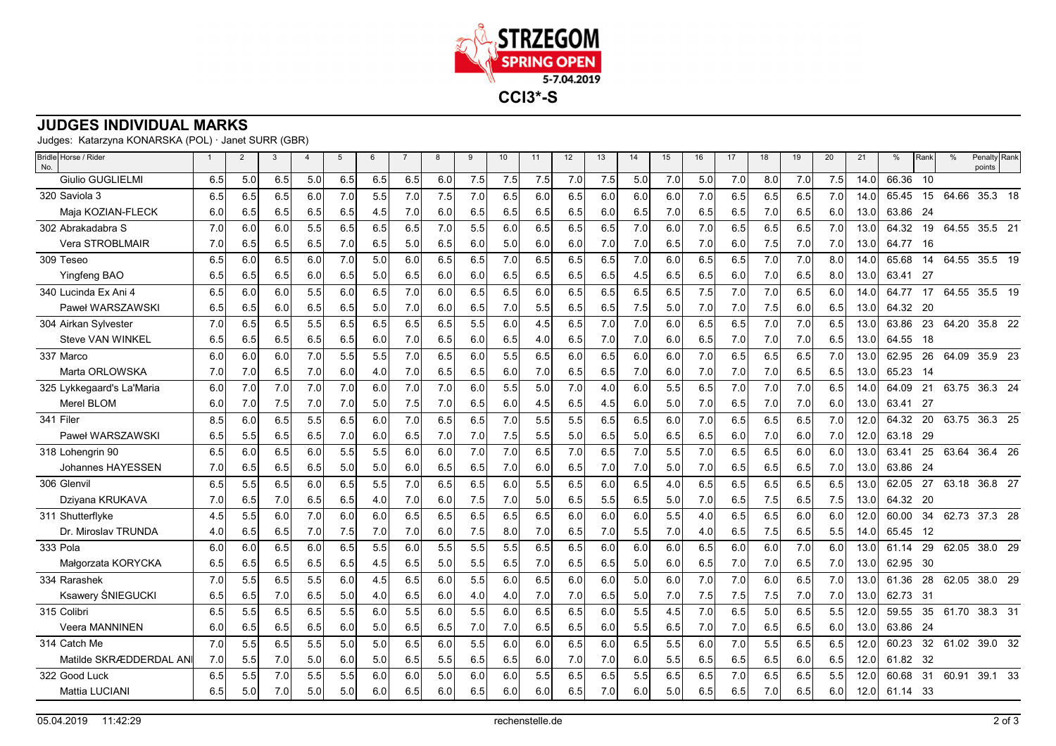STRZEGOM SPRING OPEN 5-7.04.2019

**CCI3*-S**

## JUDGES INDIVIDUAL MARKS

Judges: Katarzyna KONARSKA (POL) · Janet SURR (GBR)

| Bridle No. | Horse / Rider | 1 | 2 | 3 | 4 | 5 | 6 | 7 | 8 | 9 | 10 | 11 | 12 | 13 | 14 | 15 | 16 | 17 | 18 | 19 | 20 | 21 | % | Rank | % | Penalty points | Rank |
|---|---|---|---|---|---|---|---|---|---|---|---|---|---|---|---|---|---|---|---|---|---|---|---|---|---|---|---|
| | Giulio GUGLIELMI | 6.5 | 5.0 | 6.5 | 5.0 | 6.5 | 6.5 | 6.5 | 6.0 | 7.5 | 7.5 | 7.5 | 7.0 | 7.5 | 5.0 | 7.0 | 5.0 | 7.0 | 8.0 | 7.0 | 7.5 | 14.0 | 66.36 | 10 | | | |
| 320 | Saviola 3 | 6.5 | 6.5 | 6.5 | 6.0 | 7.0 | 5.5 | 7.0 | 7.5 | 7.0 | 6.5 | 6.0 | 6.5 | 6.0 | 6.0 | 6.0 | 7.0 | 6.5 | 6.5 | 6.5 | 7.0 | 14.0 | 65.45 | 15 | 64.66 | 35.3 | 18 |
| | Maja KOZIAN-FLECK | 6.0 | 6.5 | 6.5 | 6.5 | 6.5 | 4.5 | 7.0 | 6.0 | 6.5 | 6.5 | 6.5 | 6.5 | 6.0 | 6.5 | 7.0 | 6.5 | 6.5 | 7.0 | 6.5 | 6.0 | 13.0 | 63.86 | 24 | | | |
| 302 | Abrakadabra S | 7.0 | 6.0 | 6.0 | 5.5 | 6.5 | 6.5 | 6.5 | 7.0 | 5.5 | 6.0 | 6.5 | 6.5 | 6.5 | 7.0 | 6.0 | 7.0 | 6.5 | 6.5 | 6.5 | 7.0 | 13.0 | 64.32 | 19 | 64.55 | 35.5 | 21 |
| | Vera STROBLMAIR | 7.0 | 6.5 | 6.5 | 6.5 | 7.0 | 6.5 | 5.0 | 6.5 | 6.0 | 5.0 | 6.0 | 6.0 | 7.0 | 7.0 | 6.5 | 7.0 | 6.0 | 7.5 | 7.0 | 7.0 | 13.0 | 64.77 | 16 | | | |
| 309 | Teseo | 6.5 | 6.0 | 6.5 | 6.0 | 7.0 | 5.0 | 6.0 | 6.5 | 6.5 | 7.0 | 6.5 | 6.5 | 6.5 | 7.0 | 6.0 | 6.5 | 6.5 | 7.0 | 7.0 | 8.0 | 14.0 | 65.68 | 14 | 64.55 | 35.5 | 19 |
| | Yingfeng BAO | 6.5 | 6.5 | 6.5 | 6.0 | 6.5 | 5.0 | 6.5 | 6.0 | 6.0 | 6.5 | 6.5 | 6.5 | 6.5 | 4.5 | 6.5 | 6.5 | 6.0 | 7.0 | 6.5 | 8.0 | 13.0 | 63.41 | 27 | | | |
| 340 | Lucinda Ex Ani 4 | 6.5 | 6.0 | 6.0 | 5.5 | 6.0 | 6.5 | 7.0 | 6.0 | 6.5 | 6.5 | 6.0 | 6.5 | 6.5 | 6.5 | 6.5 | 7.5 | 7.0 | 7.0 | 6.5 | 6.0 | 14.0 | 64.77 | 17 | 64.55 | 35.5 | 19 |
| | Paweł WARSZAWSKI | 6.5 | 6.5 | 6.0 | 6.5 | 6.5 | 5.0 | 7.0 | 6.0 | 6.5 | 7.0 | 5.5 | 6.5 | 6.5 | 7.5 | 5.0 | 7.0 | 7.0 | 7.5 | 6.0 | 6.5 | 13.0 | 64.32 | 20 | | | |
| 304 | Airkan Sylvester | 7.0 | 6.5 | 6.5 | 5.5 | 6.5 | 6.5 | 6.5 | 6.5 | 5.5 | 6.0 | 4.5 | 6.5 | 7.0 | 7.0 | 6.0 | 6.5 | 6.5 | 7.0 | 7.0 | 6.5 | 13.0 | 63.86 | 23 | 64.20 | 35.8 | 22 |
| | Steve VAN WINKEL | 6.5 | 6.5 | 6.5 | 6.5 | 6.5 | 6.0 | 7.0 | 6.5 | 6.0 | 6.5 | 4.0 | 6.5 | 7.0 | 7.0 | 6.0 | 6.5 | 7.0 | 7.0 | 7.0 | 6.5 | 13.0 | 64.55 | 18 | | | |
| 337 | Marco | 6.0 | 6.0 | 6.0 | 7.0 | 5.5 | 5.5 | 7.0 | 6.5 | 6.0 | 5.5 | 6.5 | 6.0 | 6.5 | 6.0 | 6.0 | 7.0 | 6.5 | 6.5 | 6.5 | 7.0 | 13.0 | 62.95 | 26 | 64.09 | 35.9 | 23 |
| | Marta ORLOWSKA | 7.0 | 7.0 | 6.5 | 7.0 | 6.0 | 4.0 | 7.0 | 6.5 | 6.5 | 6.0 | 7.0 | 6.5 | 6.5 | 7.0 | 6.0 | 7.0 | 7.0 | 7.0 | 6.5 | 6.5 | 13.0 | 65.23 | 14 | | | |
| 325 | Lykkegaard's La'Maria | 6.0 | 7.0 | 7.0 | 7.0 | 7.0 | 6.0 | 7.0 | 7.0 | 6.0 | 5.5 | 5.0 | 7.0 | 4.0 | 6.0 | 5.5 | 6.5 | 7.0 | 7.0 | 7.0 | 6.5 | 14.0 | 64.09 | 21 | 63.75 | 36.3 | 24 |
| | Merel BLOM | 6.0 | 7.0 | 7.5 | 7.0 | 7.0 | 5.0 | 7.5 | 7.0 | 6.5 | 6.0 | 4.5 | 6.5 | 4.5 | 6.0 | 5.0 | 7.0 | 6.5 | 7.0 | 7.0 | 6.0 | 13.0 | 63.41 | 27 | | | |
| 341 | Filer | 8.5 | 6.0 | 6.5 | 5.5 | 6.5 | 6.0 | 7.0 | 6.5 | 6.5 | 7.0 | 5.5 | 5.5 | 6.5 | 6.5 | 6.0 | 7.0 | 6.5 | 6.5 | 6.5 | 7.0 | 12.0 | 64.32 | 20 | 63.75 | 36.3 | 25 |
| | Paweł WARSZAWSKI | 6.5 | 5.5 | 6.5 | 6.5 | 7.0 | 6.0 | 6.5 | 7.0 | 7.0 | 7.5 | 5.5 | 5.0 | 6.5 | 5.0 | 6.5 | 6.5 | 6.0 | 7.0 | 6.0 | 7.0 | 12.0 | 63.18 | 29 | | | |
| 318 | Lohengrin 90 | 6.5 | 6.0 | 6.5 | 6.0 | 5.5 | 5.5 | 6.0 | 6.0 | 7.0 | 7.0 | 6.5 | 7.0 | 6.5 | 7.0 | 5.5 | 7.0 | 6.5 | 6.5 | 6.0 | 6.0 | 13.0 | 63.41 | 25 | 63.64 | 36.4 | 26 |
| | Johannes HAYESSEN | 7.0 | 6.5 | 6.5 | 6.5 | 5.0 | 5.0 | 6.0 | 6.5 | 6.5 | 7.0 | 6.0 | 6.5 | 7.0 | 7.0 | 5.0 | 7.0 | 6.5 | 6.5 | 6.5 | 7.0 | 13.0 | 63.86 | 24 | | | |
| 306 | Glenvil | 6.5 | 5.5 | 6.5 | 6.0 | 6.5 | 5.5 | 7.0 | 6.5 | 6.5 | 6.0 | 5.5 | 6.5 | 6.0 | 6.5 | 4.0 | 6.5 | 6.5 | 6.5 | 6.5 | 6.5 | 13.0 | 62.05 | 27 | 63.18 | 36.8 | 27 |
| | Dziyana KRUKAVA | 7.0 | 6.5 | 7.0 | 6.5 | 6.5 | 4.0 | 7.0 | 6.0 | 7.5 | 7.0 | 5.0 | 6.5 | 5.5 | 6.5 | 5.0 | 7.0 | 6.5 | 7.5 | 6.5 | 7.5 | 13.0 | 64.32 | 20 | | | |
| 311 | Shutterflyke | 4.5 | 5.5 | 6.0 | 7.0 | 6.0 | 6.0 | 6.5 | 6.5 | 6.5 | 6.5 | 6.5 | 6.0 | 6.0 | 6.0 | 5.5 | 4.0 | 6.5 | 6.5 | 6.0 | 6.0 | 12.0 | 60.00 | 34 | 62.73 | 37.3 | 28 |
| | Dr. Miroslav TRUNDA | 4.0 | 6.5 | 6.5 | 7.0 | 7.5 | 7.0 | 7.0 | 6.0 | 7.5 | 8.0 | 7.0 | 6.5 | 7.0 | 5.5 | 7.0 | 4.0 | 6.5 | 7.5 | 6.5 | 5.5 | 14.0 | 65.45 | 12 | | | |
| 333 | Pola | 6.0 | 6.0 | 6.5 | 6.0 | 6.5 | 5.5 | 6.0 | 5.5 | 5.5 | 5.5 | 6.5 | 6.5 | 6.0 | 6.0 | 6.0 | 6.5 | 6.0 | 6.0 | 7.0 | 6.0 | 13.0 | 61.14 | 29 | 62.05 | 38.0 | 29 |
| | Małgorzata KORYCKA | 6.5 | 6.5 | 6.5 | 6.5 | 6.5 | 4.5 | 6.5 | 5.0 | 5.5 | 6.5 | 7.0 | 6.5 | 6.5 | 5.0 | 6.0 | 6.5 | 7.0 | 7.0 | 6.5 | 7.0 | 13.0 | 62.95 | 30 | | | |
| 334 | Rarashek | 7.0 | 5.5 | 6.5 | 5.5 | 6.0 | 4.5 | 6.5 | 6.0 | 5.5 | 6.0 | 6.5 | 6.0 | 6.0 | 5.0 | 6.0 | 7.0 | 7.0 | 6.0 | 6.5 | 7.0 | 13.0 | 61.36 | 28 | 62.05 | 38.0 | 29 |
| | Ksawery ŚNIEGUCKI | 6.5 | 6.5 | 7.0 | 6.5 | 5.0 | 4.0 | 6.5 | 6.0 | 4.0 | 4.0 | 7.0 | 7.0 | 6.5 | 5.0 | 7.0 | 7.5 | 7.5 | 7.5 | 7.0 | 7.0 | 13.0 | 62.73 | 31 | | | |
| 315 | Colibri | 6.5 | 5.5 | 6.5 | 6.5 | 5.5 | 6.0 | 5.5 | 6.0 | 5.5 | 6.0 | 6.5 | 6.5 | 6.0 | 5.5 | 4.5 | 7.0 | 6.5 | 5.0 | 6.5 | 5.5 | 12.0 | 59.55 | 35 | 61.70 | 38.3 | 31 |
| | Veera MANNINEN | 6.0 | 6.5 | 6.5 | 6.5 | 6.0 | 5.0 | 6.5 | 6.5 | 7.0 | 7.0 | 6.5 | 6.5 | 6.0 | 5.5 | 6.5 | 7.0 | 7.0 | 6.5 | 6.5 | 6.0 | 13.0 | 63.86 | 24 | | | |
| 314 | Catch Me | 7.0 | 5.5 | 6.5 | 5.5 | 5.0 | 5.0 | 6.5 | 6.0 | 5.5 | 6.0 | 6.0 | 6.5 | 6.0 | 6.5 | 5.5 | 6.0 | 7.0 | 5.5 | 6.5 | 6.5 | 12.0 | 60.23 | 32 | 61.02 | 39.0 | 32 |
| | Matilde SKRÆDDERDAL ANI | 7.0 | 5.5 | 7.0 | 5.0 | 6.0 | 5.0 | 6.5 | 5.5 | 6.5 | 6.5 | 6.0 | 7.0 | 7.0 | 6.0 | 5.5 | 6.5 | 6.5 | 6.5 | 6.0 | 6.5 | 12.0 | 61.82 | 32 | | | |
| 322 | Good Luck | 6.5 | 5.5 | 7.0 | 5.5 | 5.5 | 6.0 | 6.0 | 5.0 | 6.0 | 6.0 | 5.5 | 6.5 | 6.5 | 5.5 | 6.5 | 6.5 | 7.0 | 6.5 | 6.5 | 5.5 | 12.0 | 60.68 | 31 | 60.91 | 39.1 | 33 |
| | Mattia LUCIANI | 6.5 | 5.0 | 7.0 | 5.0 | 5.0 | 6.0 | 6.5 | 6.0 | 6.5 | 6.0 | 6.0 | 6.5 | 7.0 | 6.0 | 5.0 | 6.5 | 6.5 | 7.0 | 6.5 | 6.0 | 12.0 | 61.14 | 33 | | | |

05.04.2019 11:42:29 rechenstelle.de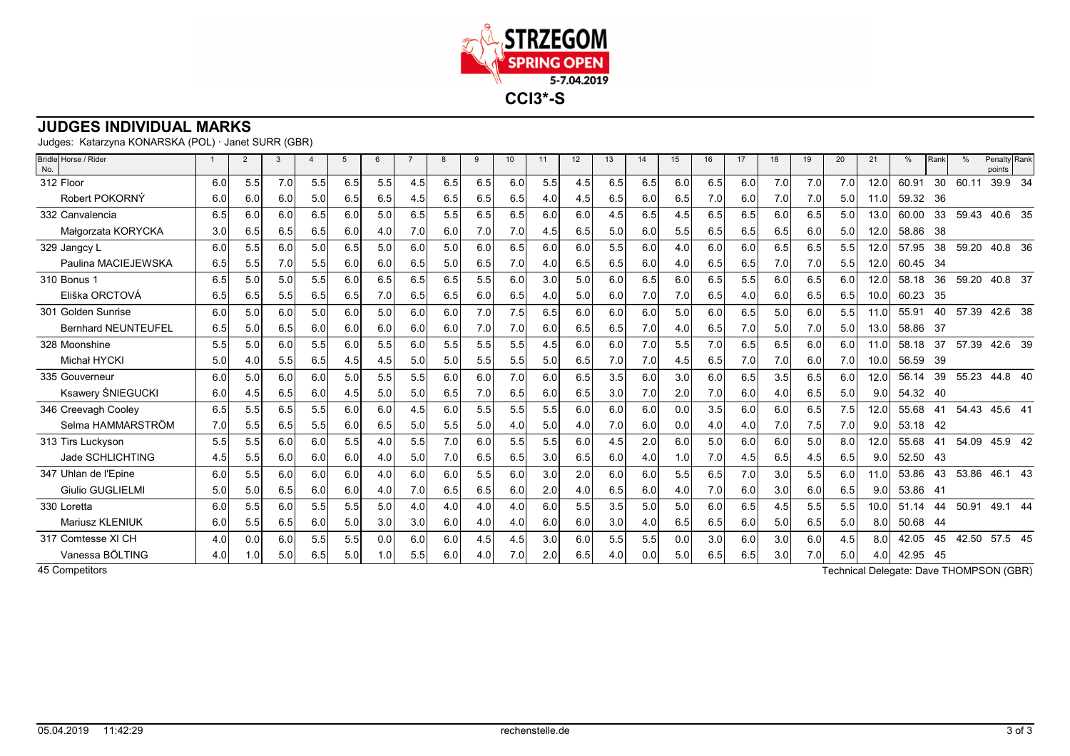STRZEGOM SPRING OPEN 5-7.04.2019

CCI3*-S

## JUDGES INDIVIDUAL MARKS

Judges: Katarzyna KONARSKA (POL) · Janet SURR (GBR)

| Bridle No. | Horse / Rider | 1 | 2 | 3 | 4 | 5 | 6 | 7 | 8 | 9 | 10 | 11 | 12 | 13 | 14 | 15 | 16 | 17 | 18 | 19 | 20 | 21 | % | Rank | % | Penalty points | Rank |
|---|---|---|---|---|---|---|---|---|---|---|---|---|---|---|---|---|---|---|---|---|---|---|---|---|---|---|---|
| 312 | Floor | 6.0 | 5.5 | 7.0 | 5.5 | 6.5 | 5.5 | 4.5 | 6.5 | 6.5 | 6.0 | 5.5 | 4.5 | 6.5 | 6.5 | 6.0 | 6.5 | 6.0 | 7.0 | 7.0 | 7.0 | 12.0 | 60.91 | 30 | 60.11 | 39.9 | 34 |
| | Robert POKORNÝ | 6.0 | 6.0 | 6.0 | 5.0 | 6.5 | 6.5 | 4.5 | 6.5 | 6.5 | 6.5 | 4.0 | 4.5 | 6.5 | 6.0 | 6.5 | 7.0 | 6.0 | 7.0 | 7.0 | 5.0 | 11.0 | 59.32 | 36 | | | |
| 332 | Canvalencia | 6.5 | 6.0 | 6.0 | 6.5 | 6.0 | 5.0 | 6.5 | 5.5 | 6.5 | 6.5 | 6.0 | 6.0 | 4.5 | 6.5 | 4.5 | 6.5 | 6.5 | 6.0 | 6.5 | 5.0 | 13.0 | 60.00 | 33 | 59.43 | 40.6 | 35 |
| | Małgorzata KORYCKA | 3.0 | 6.5 | 6.5 | 6.5 | 6.0 | 4.0 | 7.0 | 6.0 | 7.0 | 7.0 | 4.5 | 6.5 | 5.0 | 6.0 | 5.5 | 6.5 | 6.5 | 6.5 | 6.0 | 5.0 | 12.0 | 58.86 | 38 | | | |
| 329 | Jangcy L | 6.0 | 5.5 | 6.0 | 5.0 | 6.5 | 5.0 | 6.0 | 5.0 | 6.0 | 6.5 | 6.0 | 6.0 | 5.5 | 6.0 | 4.0 | 6.0 | 6.0 | 6.5 | 6.5 | 5.5 | 12.0 | 57.95 | 38 | 59.20 | 40.8 | 36 |
| | Paulina MACIEJEWSKA | 6.5 | 5.5 | 7.0 | 5.5 | 6.0 | 6.0 | 6.5 | 5.0 | 6.5 | 7.0 | 4.0 | 6.5 | 6.5 | 6.0 | 4.0 | 6.5 | 6.5 | 7.0 | 7.0 | 5.5 | 12.0 | 60.45 | 34 | | | |
| 310 | Bonus 1 | 6.5 | 5.0 | 5.0 | 5.5 | 6.0 | 6.5 | 6.5 | 6.5 | 5.5 | 6.0 | 3.0 | 5.0 | 6.0 | 6.5 | 6.0 | 6.5 | 5.5 | 6.0 | 6.5 | 6.0 | 12.0 | 58.18 | 36 | 59.20 | 40.8 | 37 |
| | Eliška ORCTOVÁ | 6.5 | 6.5 | 5.5 | 6.5 | 6.5 | 7.0 | 6.5 | 6.5 | 6.0 | 6.5 | 4.0 | 5.0 | 6.0 | 7.0 | 7.0 | 6.5 | 4.0 | 6.0 | 6.5 | 6.5 | 10.0 | 60.23 | 35 | | | |
| 301 | Golden Sunrise | 6.0 | 5.0 | 6.0 | 5.0 | 6.0 | 5.0 | 6.0 | 6.0 | 7.0 | 7.5 | 6.5 | 6.0 | 6.0 | 6.0 | 5.0 | 6.0 | 6.5 | 5.0 | 6.0 | 5.5 | 11.0 | 55.91 | 40 | 57.39 | 42.6 | 38 |
| | Bernhard NEUNTEUFEL | 6.5 | 5.0 | 6.5 | 6.0 | 6.0 | 6.0 | 6.0 | 6.0 | 7.0 | 7.0 | 6.0 | 6.5 | 6.5 | 7.0 | 4.0 | 6.5 | 7.0 | 5.0 | 7.0 | 5.0 | 13.0 | 58.86 | 37 | | | |
| 328 | Moonshine | 5.5 | 5.0 | 6.0 | 5.5 | 6.0 | 5.5 | 6.0 | 5.5 | 5.5 | 5.5 | 4.5 | 6.0 | 6.0 | 7.0 | 5.5 | 7.0 | 6.5 | 6.5 | 6.0 | 6.0 | 11.0 | 58.18 | 37 | 57.39 | 42.6 | 39 |
| | Michał HYCKI | 5.0 | 4.0 | 5.5 | 6.5 | 4.5 | 4.5 | 5.0 | 5.0 | 5.5 | 5.5 | 5.0 | 6.5 | 7.0 | 7.0 | 4.5 | 6.5 | 7.0 | 7.0 | 6.0 | 7.0 | 10.0 | 56.59 | 39 | | | |
| 335 | Gouverneur | 6.0 | 5.0 | 6.0 | 6.0 | 5.0 | 5.5 | 5.5 | 6.0 | 6.0 | 7.0 | 6.0 | 6.5 | 3.5 | 6.0 | 3.0 | 6.0 | 6.5 | 3.5 | 6.5 | 6.0 | 12.0 | 56.14 | 39 | 55.23 | 44.8 | 40 |
| | Ksawery ŚNIEGUCKI | 6.0 | 4.5 | 6.5 | 6.0 | 4.5 | 5.0 | 5.0 | 6.5 | 7.0 | 6.5 | 6.0 | 6.5 | 3.0 | 7.0 | 2.0 | 7.0 | 6.0 | 4.0 | 6.5 | 5.0 | 9.0 | 54.32 | 40 | | | |
| 346 | Creevagh Cooley | 6.5 | 5.5 | 6.5 | 5.5 | 6.0 | 6.0 | 4.5 | 6.0 | 5.5 | 5.5 | 5.5 | 6.0 | 6.0 | 6.0 | 0.0 | 3.5 | 6.0 | 6.0 | 6.5 | 7.5 | 12.0 | 55.68 | 41 | 54.43 | 45.6 | 41 |
| | Selma HAMMARSTRÖM | 7.0 | 5.5 | 6.5 | 5.5 | 6.0 | 6.5 | 5.0 | 5.5 | 5.0 | 4.0 | 5.0 | 4.0 | 7.0 | 6.0 | 0.0 | 4.0 | 4.0 | 7.0 | 7.5 | 7.0 | 9.0 | 53.18 | 42 | | | |
| 313 | Tirs Luckyson | 5.5 | 5.5 | 6.0 | 6.0 | 5.5 | 4.0 | 5.5 | 7.0 | 6.0 | 5.5 | 5.5 | 6.0 | 4.5 | 2.0 | 6.0 | 5.0 | 6.0 | 6.0 | 5.0 | 8.0 | 12.0 | 55.68 | 41 | 54.09 | 45.9 | 42 |
| | Jade SCHLICHTING | 4.5 | 5.5 | 6.0 | 6.0 | 6.0 | 4.0 | 5.0 | 7.0 | 6.5 | 6.5 | 3.0 | 6.5 | 6.0 | 4.0 | 1.0 | 7.0 | 4.5 | 6.5 | 4.5 | 6.5 | 9.0 | 52.50 | 43 | | | |
| 347 | Uhlan de l'Epine | 6.0 | 5.5 | 6.0 | 6.0 | 6.0 | 4.0 | 6.0 | 6.0 | 5.5 | 6.0 | 3.0 | 2.0 | 6.0 | 6.0 | 5.5 | 6.5 | 7.0 | 3.0 | 5.5 | 6.0 | 11.0 | 53.86 | 43 | 53.86 | 46.1 | 43 |
| | Giulio GUGLIELMI | 5.0 | 5.0 | 6.5 | 6.0 | 6.0 | 4.0 | 7.0 | 6.5 | 6.5 | 6.0 | 2.0 | 4.0 | 6.5 | 6.0 | 4.0 | 7.0 | 6.0 | 3.0 | 6.0 | 6.5 | 9.0 | 53.86 | 41 | | | |
| 330 | Loretta | 6.0 | 5.5 | 6.0 | 5.5 | 5.5 | 5.0 | 4.0 | 4.0 | 4.0 | 4.0 | 6.0 | 5.5 | 3.5 | 5.0 | 5.0 | 6.0 | 6.5 | 4.5 | 5.5 | 5.5 | 10.0 | 51.14 | 44 | 50.91 | 49.1 | 44 |
| | Mariusz KLENIUK | 6.0 | 5.5 | 6.5 | 6.0 | 5.0 | 3.0 | 3.0 | 6.0 | 4.0 | 4.0 | 6.0 | 6.0 | 3.0 | 4.0 | 6.5 | 6.5 | 6.0 | 5.0 | 6.5 | 5.0 | 8.0 | 50.68 | 44 | | | |
| 317 | Comtesse XI CH | 4.0 | 0.0 | 6.0 | 5.5 | 5.5 | 0.0 | 6.0 | 6.0 | 4.5 | 4.5 | 3.0 | 6.0 | 5.5 | 5.5 | 0.0 | 3.0 | 6.0 | 3.0 | 6.0 | 4.5 | 8.0 | 42.05 | 45 | 42.50 | 57.5 | 45 |
| | Vanessa BÖLTING | 4.0 | 1.0 | 5.0 | 6.5 | 5.0 | 1.0 | 5.5 | 6.0 | 4.0 | 7.0 | 2.0 | 6.5 | 4.0 | 0.0 | 5.0 | 6.5 | 6.5 | 3.0 | 7.0 | 5.0 | 4.0 | 42.95 | 45 | | | |

45 Competitors

Technical Delegate: Dave THOMPSON (GBR)

05.04.2019 11:42:29

rechenstelle.de